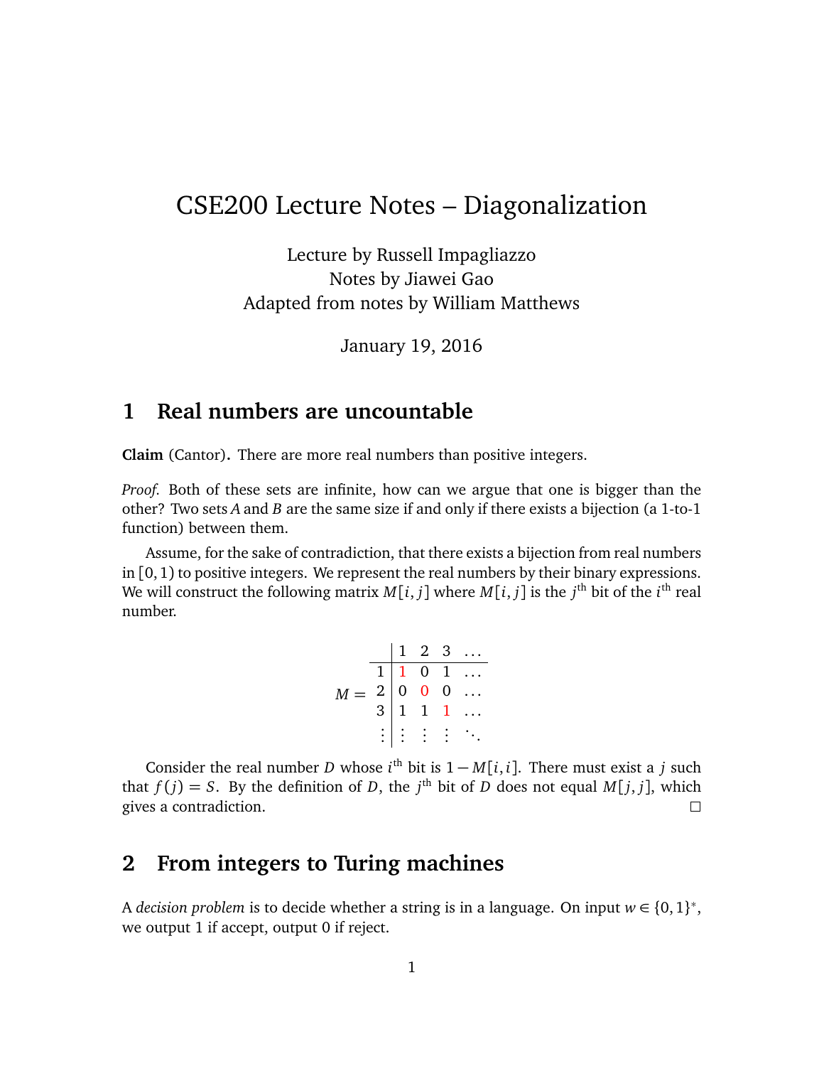# CSE200 Lecture Notes – Diagonalization

Lecture by Russell Impagliazzo
Notes by Jiawei Gao
Adapted from notes by William Matthews

January 19, 2016

## 1 Real numbers are uncountable

**Claim** (Cantor)**.** There are more real numbers than positive integers.

*Proof.* Both of these sets are infinite, how can we argue that one is bigger than the other? Two sets $A$ and $B$ are the same size if and only if there exists a bijection (a 1-to-1 function) between them.

Assume, for the sake of contradiction, that there exists a bijection from real numbers in $[0,1)$ to positive integers. We represent the real numbers by their binary expressions. We will construct the following matrix $M[i,j]$ where $M[i,j]$ is the $j^{\text{th}}$ bit of the $i^{\text{th}}$ real number.

$$M = \begin{array}{c|cccc} & 1 & 2 & 3 & \dots \\ \hline 1 & \color{red}{1} & 0 & 1 & \dots \\ 2 & 0 & \color{red}{0} & 0 & \dots \\ 3 & 1 & 1 & \color{red}{1} & \dots \\ \vdots & \vdots & \vdots & \vdots & \ddots \end{array}$$

Consider the real number $D$ whose $i^{\text{th}}$ bit is $1 - M[i,i]$. There must exist a $j$ such that $f(j) = S$. By the definition of $D$, the $j^{\text{th}}$ bit of $D$ does not equal $M[j,j]$, which gives a contradiction. □

## 2 From integers to Turing machines

A *decision problem* is to decide whether a string is in a language. On input $w \in \{0,1\}^*$, we output 1 if accept, output 0 if reject.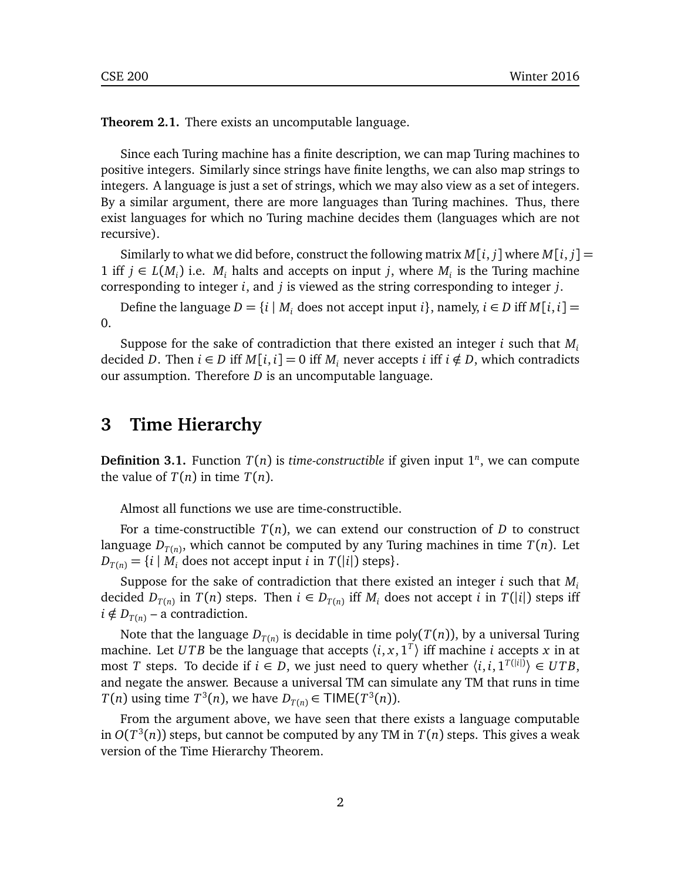**Theorem 2.1.** There exists an uncomputable language.

Since each Turing machine has a finite description, we can map Turing machines to positive integers. Similarly since strings have finite lengths, we can also map strings to integers. A language is just a set of strings, which we may also view as a set of integers. By a similar argument, there are more languages than Turing machines. Thus, there exist languages for which no Turing machine decides them (languages which are not recursive).

Similarly to what we did before, construct the following matrix $M[i, j]$ where $M[i, j] = 1$ iff $j \in L(M_i)$ i.e. $M_i$ halts and accepts on input $j$, where $M_i$ is the Turing machine corresponding to integer $i$, and $j$ is viewed as the string corresponding to integer $j$.

Define the language $D = \{i \mid M_i \text{ does not accept input } i\}$, namely, $i \in D$ iff $M[i, i] = 0$.

Suppose for the sake of contradiction that there existed an integer $i$ such that $M_i$ decided $D$. Then $i \in D$ iff $M[i, i] = 0$ iff $M_i$ never accepts $i$ iff $i \notin D$, which contradicts our assumption. Therefore $D$ is an uncomputable language.

# 3 Time Hierarchy

**Definition 3.1.** Function $T(n)$ is *time-constructible* if given input $1^n$, we can compute the value of $T(n)$ in time $T(n)$.

Almost all functions we use are time-constructible.

For a time-constructible $T(n)$, we can extend our construction of $D$ to construct language $D_{T(n)}$, which cannot be computed by any Turing machines in time $T(n)$. Let $D_{T(n)} = \{i \mid M_i \text{ does not accept input } i \text{ in } T(|i|) \text{ steps}\}$.

Suppose for the sake of contradiction that there existed an integer $i$ such that $M_i$ decided $D_{T(n)}$ in $T(n)$ steps. Then $i \in D_{T(n)}$ iff $M_i$ does not accept $i$ in $T(|i|)$ steps iff $i \notin D_{T(n)}$ – a contradiction.

Note that the language $D_{T(n)}$ is decidable in time $\mathsf{poly}(T(n))$, by a universal Turing machine. Let $UTB$ be the language that accepts $\langle i, x, 1^T \rangle$ iff machine $i$ accepts $x$ in at most $T$ steps. To decide if $i \in D$, we just need to query whether $\langle i, i, 1^{T(|i|)} \rangle \in UTB$, and negate the answer. Because a universal TM can simulate any TM that runs in time $T(n)$ using time $T^3(n)$, we have $D_{T(n)} \in \mathsf{TIME}(T^3(n))$.

From the argument above, we have seen that there exists a language computable in $O(T^3(n))$ steps, but cannot be computed by any TM in $T(n)$ steps. This gives a weak version of the Time Hierarchy Theorem.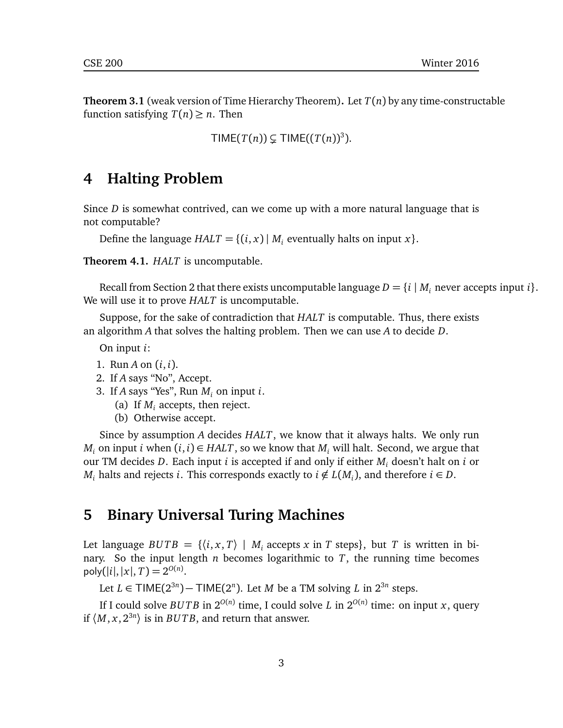**Theorem 3.1** (weak version of Time Hierarchy Theorem)**.** Let $T(n)$ by any time-constructable function satisfying $T(n) \geq n$. Then

$$\mathsf{TIME}(T(n)) \subsetneq \mathsf{TIME}((T(n))^3).$$

## 4 Halting Problem

Since $D$ is somewhat contrived, can we come up with a more natural language that is not computable?

Define the language $HALT = \{(i, x) \mid M_i \text{ eventually halts on input } x\}$.

**Theorem 4.1.** *$HALT$ is uncomputable.*

Recall from Section 2 that there exists uncomputable language $D = \{i \mid M_i \text{ never accepts input } i\}$. We will use it to prove $HALT$ is uncomputable.

Suppose, for the sake of contradiction that $HALT$ is computable. Thus, there exists an algorithm $A$ that solves the halting problem. Then we can use $A$ to decide $D$.

On input $i$:

1. Run $A$ on $(i, i)$.
2. If $A$ says "No", Accept.
3. If $A$ says "Yes", Run $M_i$ on input $i$.
   (a) If $M_i$ accepts, then reject.
   (b) Otherwise accept.

Since by assumption $A$ decides $HALT$, we know that it always halts. We only run $M_i$ on input $i$ when $(i, i) \in HALT$, so we know that $M_i$ will halt. Second, we argue that our TM decides $D$. Each input $i$ is accepted if and only if either $M_i$ doesn't halt on $i$ or $M_i$ halts and rejects $i$. This corresponds exactly to $i \notin L(M_i)$, and therefore $i \in D$.

## 5 Binary Universal Turing Machines

Let language $BUTB = \{\langle i, x, T\rangle \mid M_i \text{ accepts } x \text{ in } T \text{ steps}\}$, but $T$ is written in binary. So the input length $n$ becomes logarithmic to $T$, the running time becomes $\mathsf{poly}(|i|, |x|, T) = 2^{O(n)}$.

Let $L \in \mathsf{TIME}(2^{3n}) - \mathsf{TIME}(2^n)$. Let $M$ be a TM solving $L$ in $2^{3n}$ steps.

If I could solve $BUTB$ in $2^{O(n)}$ time, I could solve $L$ in $2^{O(n)}$ time: on input $x$, query if $\langle M, x, 2^{3n}\rangle$ is in $BUTB$, and return that answer.